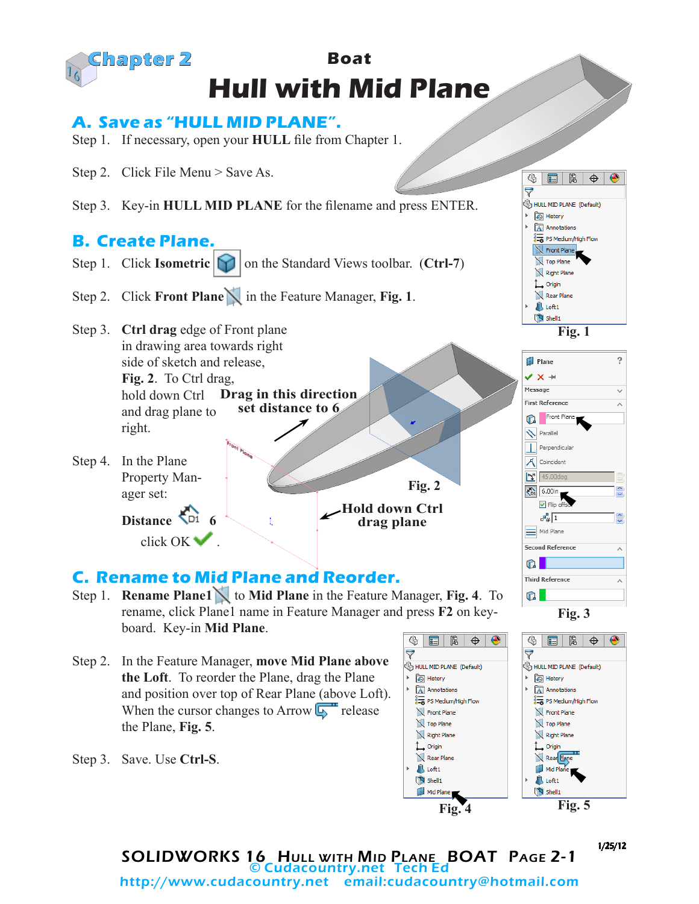# Chapter 2

## Boat

# Hull with Mid Plane

## A. Save as "HULL MID PLANE".

Step 1. If necessary, open your **HULL** file from Chapter 1.

Step 2. Click File Menu > Save As.

Step 3. Key-in **HULL MID PLANE** for the filename and press ENTER.

## B. Create Plane.

Step 1. Click **Isometric** on the Standard Views toolbar. **(Ctrl-7)**

Step 2. Click **Front Plane** in the Feature Manager, **Fig. 1**.

Step 3. **Ctrl drag** edge of Front plane in drawing area towards right side of sketch and release, **Fig. 2**. To Ctrl drag, hold down Ctrl and drag plane to right.

Step 4. In the Plane Property Manager set:

**Distance** **6**

click OK.

Fig. 1

**Drag in this direction set distance to 6**

**Hold down Ctrl drag plane**

Fig. 2

Fig. 3

## C. Rename to Mid Plane and Reorder.

Step 1. **Rename Plane1** to **Mid Plane** in the Feature Manager, **Fig. 4**. To rename, click Plane1 name in Feature Manager and press **F2** on keyboard. Key-in **Mid Plane**.

Step 2. In the Feature Manager, **move Mid Plane above the Loft**. To reorder the Plane, drag the Plane and position over top of Rear Plane (above Loft). When the cursor changes to Arrow release the Plane, **Fig. 5**.

Step 3. Save. Use **Ctrl-S**.

Fig. 4

Fig. 5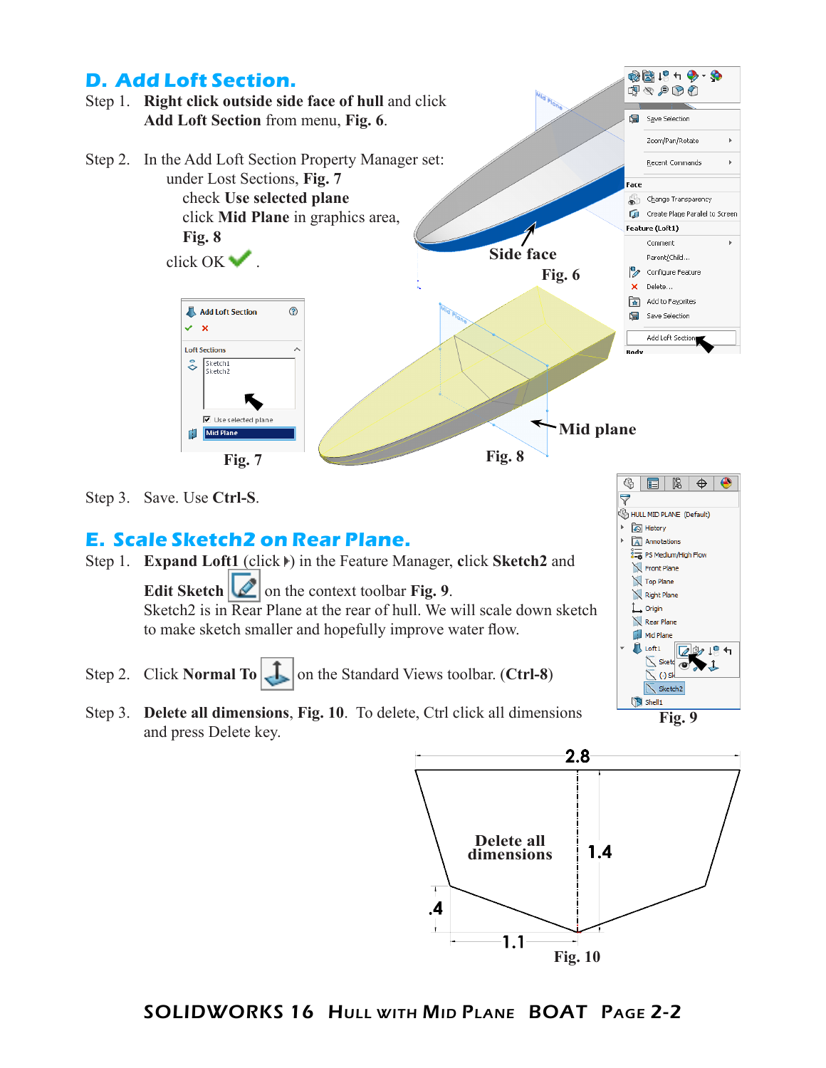## D. Add Loft Section.

Step 1. **Right click outside side face of hull** and click **Add Loft Section** from menu, **Fig. 6**.

Step 2. In the Add Loft Section Property Manager set:
under Lost Sections, **Fig. 7**
check **Use selected plane**
click **Mid Plane** in graphics area, **Fig. 8**
click OK ✓.

Side face
Fig. 6

Fig. 7

Mid plane
Fig. 8

Step 3. Save. Use **Ctrl-S**.

## E. Scale Sketch2 on Rear Plane.

Step 1. **Expand Loft1** (click ▸) in the Feature Manager, **click Sketch2** and **Edit Sketch** on the context toolbar **Fig. 9**.
Sketch2 is in Rear Plane at the rear of hull. We will scale down sketch to make sketch smaller and hopefully improve water flow.

Step 2. Click **Normal To** on the Standard Views toolbar. (**Ctrl-8**)

Step 3. **Delete all dimensions**, **Fig. 10**. To delete, Ctrl click all dimensions and press Delete key.

Fig. 9

Delete all dimensions

Fig. 10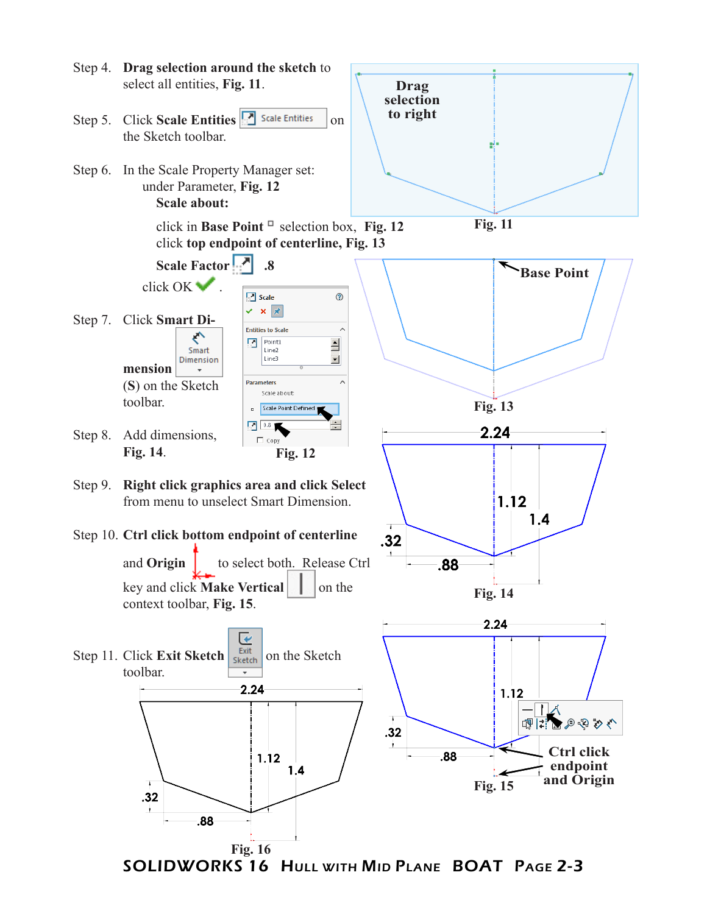Step 4. **Drag selection around the sketch** to select all entities, **Fig. 11**.

Step 5. Click **Scale Entities** on the Sketch toolbar.

Step 6. In the Scale Property Manager set:
under Parameter, **Fig. 12**
**Scale about:**

click in **Base Point** selection box, **Fig. 12**
click **top endpoint of centerline, Fig. 13**

**Scale Factor** **.8**

click OK .

Step 7. Click **Smart Dimension** (**S**) on the Sketch toolbar.

Step 8. Add dimensions, **Fig. 14**.

Step 9. **Right click graphics area and click Select** from menu to unselect Smart Dimension.

Step 10. **Ctrl click bottom endpoint of centerline** and **Origin** to select both. Release Ctrl key and click **Make Vertical** on the context toolbar, **Fig. 15**.

Step 11. Click **Exit Sketch** on the Sketch toolbar.

Drag selection to right

Fig. 11

Base Point

Fig. 13

Scale
Entities to Scale
Point1
Line2
Line3
Parameters
Scale about
Scale Point Defined
0.8
Copy

Fig. 12

Fig. 14

Ctrl click endpoint and Origin

Fig. 15

Fig. 16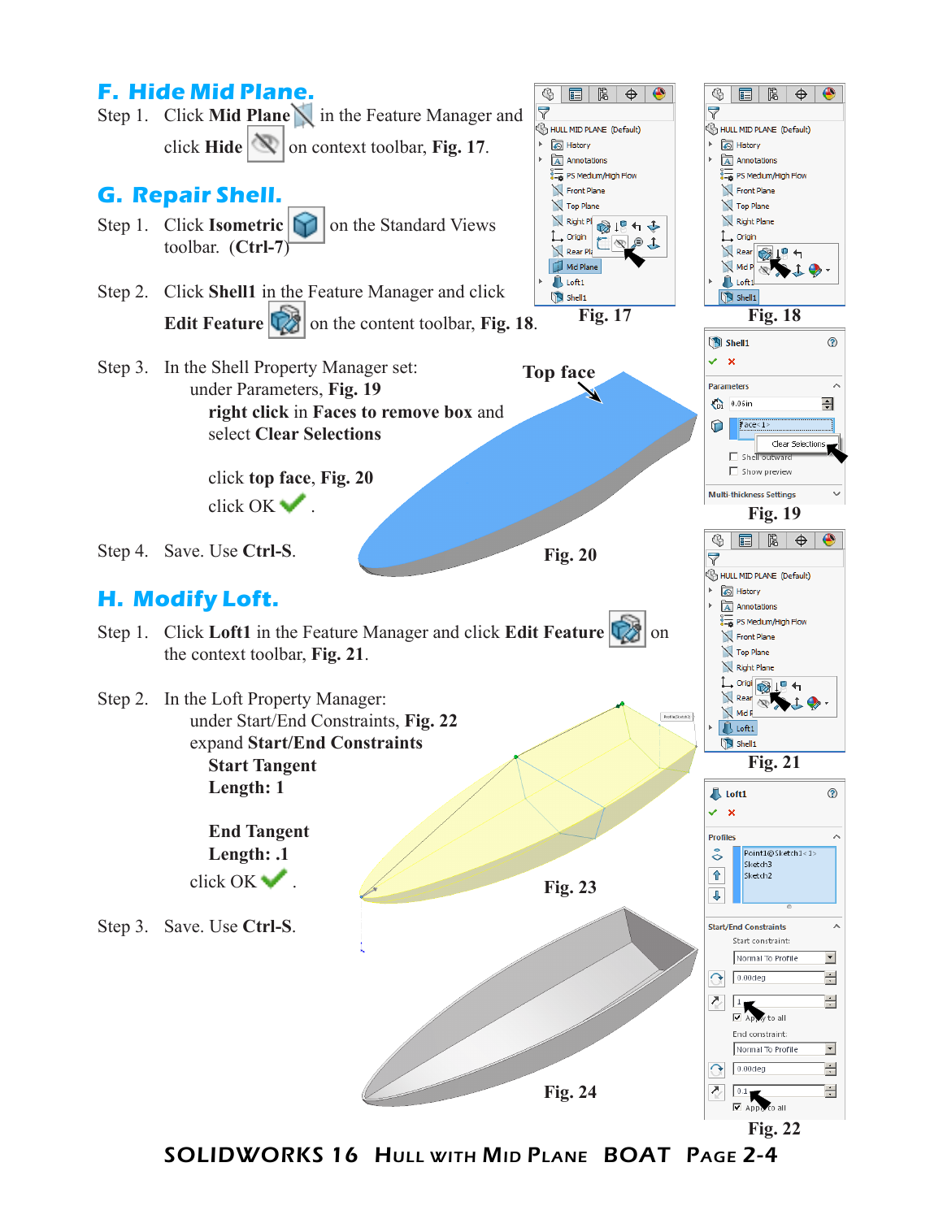## F. Hide Mid Plane.

Step 1. Click **Mid Plane** in the Feature Manager and click **Hide** on context toolbar, **Fig. 17**.

## G. Repair Shell.

Step 1. Click **Isometric** on the Standard Views toolbar. **(Ctrl-7)**

Step 2. Click **Shell1** in the Feature Manager and click **Edit Feature** on the content toolbar, **Fig. 18**.

Step 3. In the Shell Property Manager set:
- under Parameters, **Fig. 19**
  - **right click** in **Faces to remove box** and select **Clear Selections**
  - click **top face**, **Fig. 20**
  - click OK.

Step 4. Save. Use **Ctrl-S**.

Fig. 17

Fig. 18

Fig. 19

Top face

Fig. 20

## H. Modify Loft.

Step 1. Click **Loft1** in the Feature Manager and click **Edit Feature** on the context toolbar, **Fig. 21**.

Step 2. In the Loft Property Manager:
- under Start/End Constraints, **Fig. 22**
- expand **Start/End Constraints**
  - **Start Tangent**
  - **Length: 1**
  - **End Tangent**
  - **Length: .1**
- click OK.

Step 3. Save. Use **Ctrl-S**.

Fig. 21

Fig. 22

Fig. 23

Fig. 24